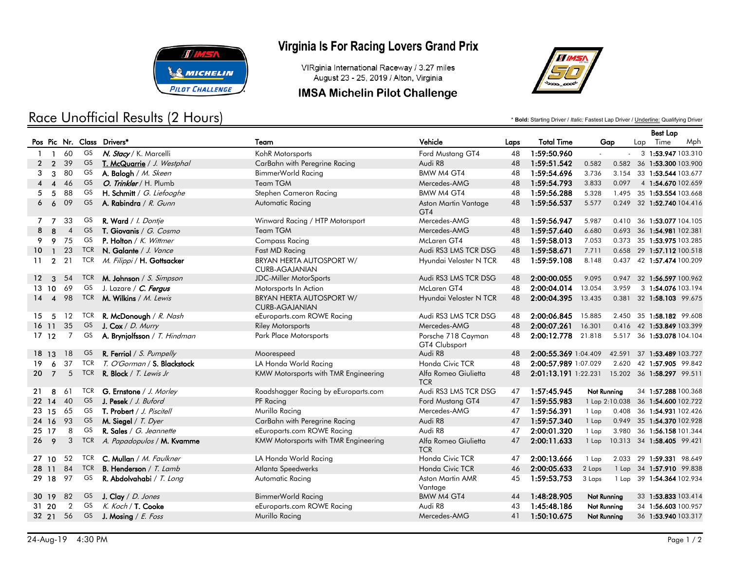# Virginia Is For Racing Lovers Grand Prix

VIRginia International Raceway / 3.27 miles
August 23 - 25, 2019 / Alton, Virginia

## IMSA Michelin Pilot Challenge

## Race Unofficial Results (2 Hours)

\* **Bold:** Starting Driver / *Italic:* Fastest Lap Driver / Underline: Qualifying Driver

| Pos | Pic | Nr. | Class | Drivers* | Team | Vehicle | Laps | Total Time | Gap | | Best Lap Lap | Time | Mph |
|---|---|---|---|---|---|---|---|---|---|---|---|---|---|
| 1 | 1 | 60 | GS | ***N. Stacy*** / K. Marcelli | KohR Motorsports | Ford Mustang GT4 | 48 | **1:59:50.960** | - | - | 3 | **1:53.947** | 103.310 |
| 2 | 2 | 39 | GS | **T. McQuarrie** / *J. Westphal* | CarBahn with Peregrine Racing | Audi R8 | 48 | **1:59:51.542** | 0.582 | 0.582 | 36 | **1:53.300** | 103.900 |
| 3 | 3 | 80 | GS | **A. Balogh** / *M. Skeen* | BimmerWorld Racing | BMW M4 GT4 | 48 | **1:59:54.696** | 3.736 | 3.154 | 33 | **1:53.544** | 103.677 |
| 4 | 4 | 46 | GS | ***O. Trinkler*** / H. Plumb | Team TGM | Mercedes-AMG | 48 | **1:59:54.793** | 3.833 | 0.097 | 4 | **1:54.670** | 102.659 |
| 5 | 5 | 88 | GS | **H. Schmitt** / *G. Liefooghe* | Stephen Cameron Racing | BMW M4 GT4 | 48 | **1:59:56.288** | 5.328 | 1.495 | 35 | **1:53.554** | 103.668 |
| 6 | 6 | 09 | GS | **A. Rabindra** / *R. Gunn* | Automatic Racing | Aston Martin Vantage GT4 | 48 | **1:59:56.537** | 5.577 | 0.249 | 32 | **1:52.740** | 104.416 |
| 7 | 7 | 33 | GS | **R. Ward** / *I. Dontje* | Winward Racing / HTP Motorsport | Mercedes-AMG | 48 | **1:59:56.947** | 5.987 | 0.410 | 36 | **1:53.077** | 104.105 |
| 8 | 8 | 4 | GS | **T. Giovanis** / *G. Cosmo* | Team TGM | Mercedes-AMG | 48 | **1:59:57.640** | 6.680 | 0.693 | 36 | **1:54.981** | 102.381 |
| 9 | 9 | 75 | GS | **P. Holton** / *K. Wittmer* | Compass Racing | McLaren GT4 | 48 | **1:59:58.013** | 7.053 | 0.373 | 35 | **1:53.975** | 103.285 |
| 10 | 1 | 23 | TCR | **N. Galante** / *J. Vance* | Fast MD Racing | Audi RS3 LMS TCR DSG | 48 | **1:59:58.671** | 7.711 | 0.658 | 29 | **1:57.112** | 100.518 |
| 11 | 2 | 21 | TCR | *M. Filippi* / **H. Gottsacker** | BRYAN HERTA AUTOSPORT W/ CURB-AGAJANIAN | Hyundai Veloster N TCR | 48 | **1:59:59.108** | 8.148 | 0.437 | 42 | **1:57.474** | 100.209 |
| 12 | 3 | 54 | TCR | **M. Johnson** / *S. Simpson* | JDC-Miller MotorSports | Audi RS3 LMS TCR DSG | 48 | **2:00:00.055** | 9.095 | 0.947 | 32 | **1:56.597** | 100.962 |
| 13 | 10 | 69 | GS | J. Lazare / ***C. Fergus*** | Motorsports In Action | McLaren GT4 | 48 | **2:00:04.014** | 13.054 | 3.959 | 3 | **1:54.076** | 103.194 |
| 14 | 4 | 98 | TCR | **M. Wilkins** / *M. Lewis* | BRYAN HERTA AUTOSPORT W/ CURB-AGAJANIAN | Hyundai Veloster N TCR | 48 | **2:00:04.395** | 13.435 | 0.381 | 32 | **1:58.103** | 99.675 |
| 15 | 5 | 12 | TCR | **R. McDonough** / *R. Nash* | eEuroparts.com ROWE Racing | Audi RS3 LMS TCR DSG | 48 | **2:00:06.845** | 15.885 | 2.450 | 35 | **1:58.182** | 99.608 |
| 16 | 11 | 35 | GS | **J. Cox** / *D. Murry* | Riley Motorsports | Mercedes-AMG | 48 | **2:00:07.261** | 16.301 | 0.416 | 42 | **1:53.849** | 103.399 |
| 17 | 12 | 7 | GS | **A. Brynjolfsson** / *T. Hindman* | Park Place Motorsports | Porsche 718 Cayman GT4 Clubsport | 48 | **2:00:12.778** | 21.818 | 5.517 | 36 | **1:53.078** | 104.104 |
| 18 | 13 | 18 | GS | **R. Ferriol** / *S. Pumpelly* | Moorespeed | Audi R8 | 48 | **2:00:55.369** | 1:04.409 | 42.591 | 37 | **1:53.489** | 103.727 |
| 19 | 6 | 37 | TCR | *T. O'Gorman* / **S. Blackstock** | LA Honda World Racing | Honda Civic TCR | 48 | **2:00:57.989** | 1:07.029 | 2.620 | 42 | **1:57.905** | 99.842 |
| 20 | 7 | 5 | TCR | **R. Block** / *T. Lewis Jr* | KMW Motorsports with TMR Engineering | Alfa Romeo Giulietta TCR | 48 | **2:01:13.191** | 1:22.231 | 15.202 | 36 | **1:58.297** | 99.511 |
| 21 | 8 | 61 | TCR | **G. Ernstone** / *J. Morley* | Roadshagger Racing by eEuroparts.com | Audi RS3 LMS TCR DSG | 47 | **1:57:45.945** | **Not Running** | | 34 | **1:57.288** | 100.368 |
| 22 | 14 | 40 | GS | **J. Pesek** / *J. Buford* | PF Racing | Ford Mustang GT4 | 47 | **1:59:55.983** | 1 Lap | 2:10.038 | 36 | **1:54.600** | 102.722 |
| 23 | 15 | 65 | GS | **T. Probert** / *J. Piscitell* | Murillo Racing | Mercedes-AMG | 47 | **1:59:56.391** | 1 Lap | 0.408 | 36 | **1:54.931** | 102.426 |
| 24 | 16 | 93 | GS | **M. Siegel** / *T. Dyer* | CarBahn with Peregrine Racing | Audi R8 | 47 | **1:59:57.340** | 1 Lap | 0.949 | 35 | **1:54.370** | 102.928 |
| 25 | 17 | 8 | GS | **R. Sales** / *G. Jeannette* | eEuroparts.com ROWE Racing | Audi R8 | 47 | **2:00:01.320** | 1 Lap | 3.980 | 36 | **1:56.158** | 101.344 |
| 26 | 9 | 3 | TCR | *A. Papadopulos* / **M. Kvamme** | KMW Motorsports with TMR Engineering | Alfa Romeo Giulietta TCR | 47 | **2:00:11.633** | 1 Lap | 10.313 | 34 | **1:58.405** | 99.421 |
| 27 | 10 | 52 | TCR | **C. Mullan** / *M. Faulkner* | LA Honda World Racing | Honda Civic TCR | 47 | **2:00:13.666** | 1 Lap | 2.033 | 29 | **1:59.331** | 98.649 |
| 28 | 11 | 84 | TCR | **B. Henderson** / *T. Lamb* | Atlanta Speedwerks | Honda Civic TCR | 46 | **2:00:05.633** | 2 Laps | 1 Lap | 34 | **1:57.910** | 99.838 |
| 29 | 18 | 97 | GS | **R. Abdolvahabi** / *T. Long* | Automatic Racing | Aston Martin AMR Vantage | 45 | **1:59:53.753** | 3 Laps | 1 Lap | 39 | **1:54.364** | 102.934 |
| 30 | 19 | 82 | GS | **J. Clay** / *D. Jones* | BimmerWorld Racing | BMW M4 GT4 | 44 | **1:48:28.905** | **Not Running** | | 33 | **1:53.833** | 103.414 |
| 31 | 20 | 2 | GS | *K. Koch* / **T. Cooke** | eEuroparts.com ROWE Racing | Audi R8 | 43 | **1:45:48.186** | **Not Running** | | 34 | **1:56.603** | 100.957 |
| 32 | 21 | 56 | GS | **J. Mosing** / *E. Foss* | Murillo Racing | Mercedes-AMG | 41 | **1:50:10.675** | **Not Running** | | 36 | **1:53.940** | 103.317 |

24-Aug-19 4:30 PM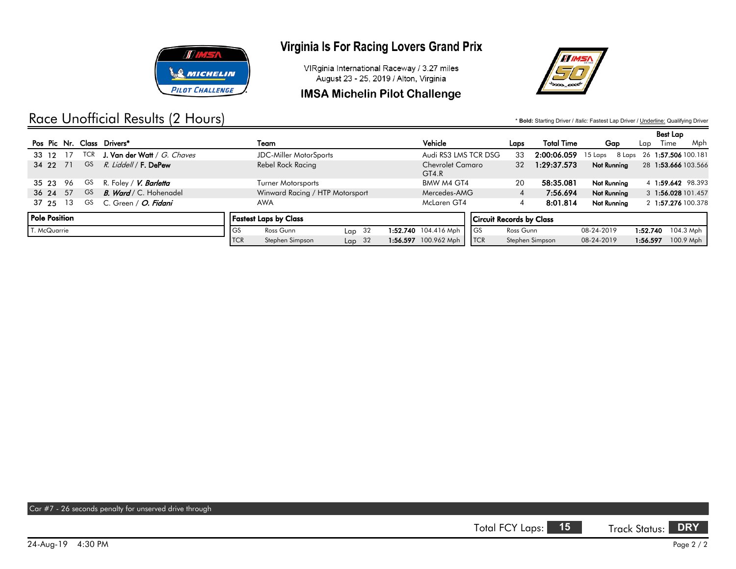# Virginia Is For Racing Lovers Grand Prix

VIRginia International Raceway / 3.27 miles
August 23 - 25, 2019 / Alton, Virginia

**IMSA Michelin Pilot Challenge**

## Race Unofficial Results (2 Hours)

\* **Bold:** Starting Driver / *Italic:* Fastest Lap Driver / Underline: Qualifying Driver

| Pos | Pic | Nr. | Class | Drivers* | Team | Vehicle | Laps | Total Time | Gap | | Best Lap Lap | Best Lap Time | Best Lap Mph |
|---|---|---|---|---|---|---|---|---|---|---|---|---|---|
| 33 | 12 | 17 | TCR | **J. Van der Watt** / *G. Chaves* | JDC-Miller MotorSports | Audi RS3 LMS TCR DSG | 33 | **2:00:06.059** | 15 Laps | 8 Laps | 26 | **1:57.506** | 100.181 |
| 34 | 22 | 71 | GS | *R. Liddell* / **F. DePew** | Rebel Rock Racing | Chevrolet Camaro GT4.R | 32 | **1:29:37.573** | Not Running | | 28 | **1:53.666** | 103.566 |
| 35 | 23 | 96 | GS | R. Foley / ***V. Barletta*** | Turner Motorsports | BMW M4 GT4 | 20 | **58:35.081** | Not Running | | 4 | **1:59.642** | 98.393 |
| 36 | 24 | 57 | GS | ***B. Ward*** / C. Hohenadel | Winward Racing / HTP Motorsport | Mercedes-AMG | 4 | **7:56.694** | Not Running | | 3 | **1:56.028** | 101.457 |
| 37 | 25 | 13 | GS | C. Green / ***O. Fidani*** | AWA | McLaren GT4 | 4 | **8:01.814** | Not Running | | 2 | **1:57.276** | 100.378 |

**Pole Position**

T. McQuarrie

**Fastest Laps by Class**

| Class | Driver | | Lap | Time | Mph |
|---|---|---|---|---|---|
| GS | Ross Gunn | Lap | 32 | **1:52.740** | 104.416 Mph |
| TCR | Stephen Simpson | Lap | 32 | **1:56.597** | 100.962 Mph |

**Circuit Records by Class**

| Class | Driver | Date | Time | Mph |
|---|---|---|---|---|
| GS | Ross Gunn | 08-24-2019 | **1:52.740** | 104.3 Mph |
| TCR | Stephen Simpson | 08-24-2019 | **1:56.597** | 100.9 Mph |

Car #7 - 26 seconds penalty for unserved drive through

Total FCY Laps: **15** Track Status: **DRY**

24-Aug-19 4:30 PM